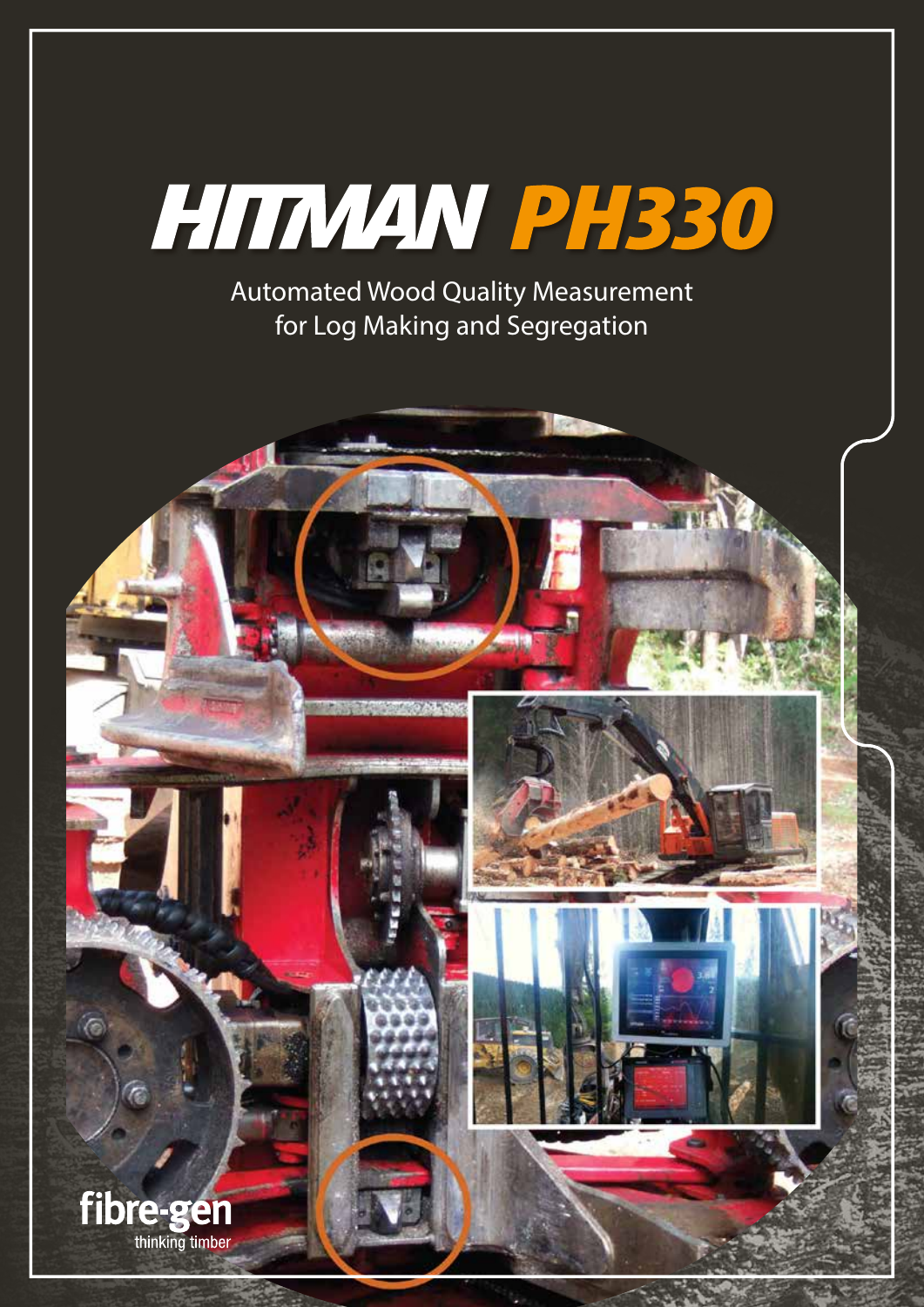# HITMAN PH330

Automated Wood Quality Measurement for Log Making and Segregation

fibre-gen

thinking timber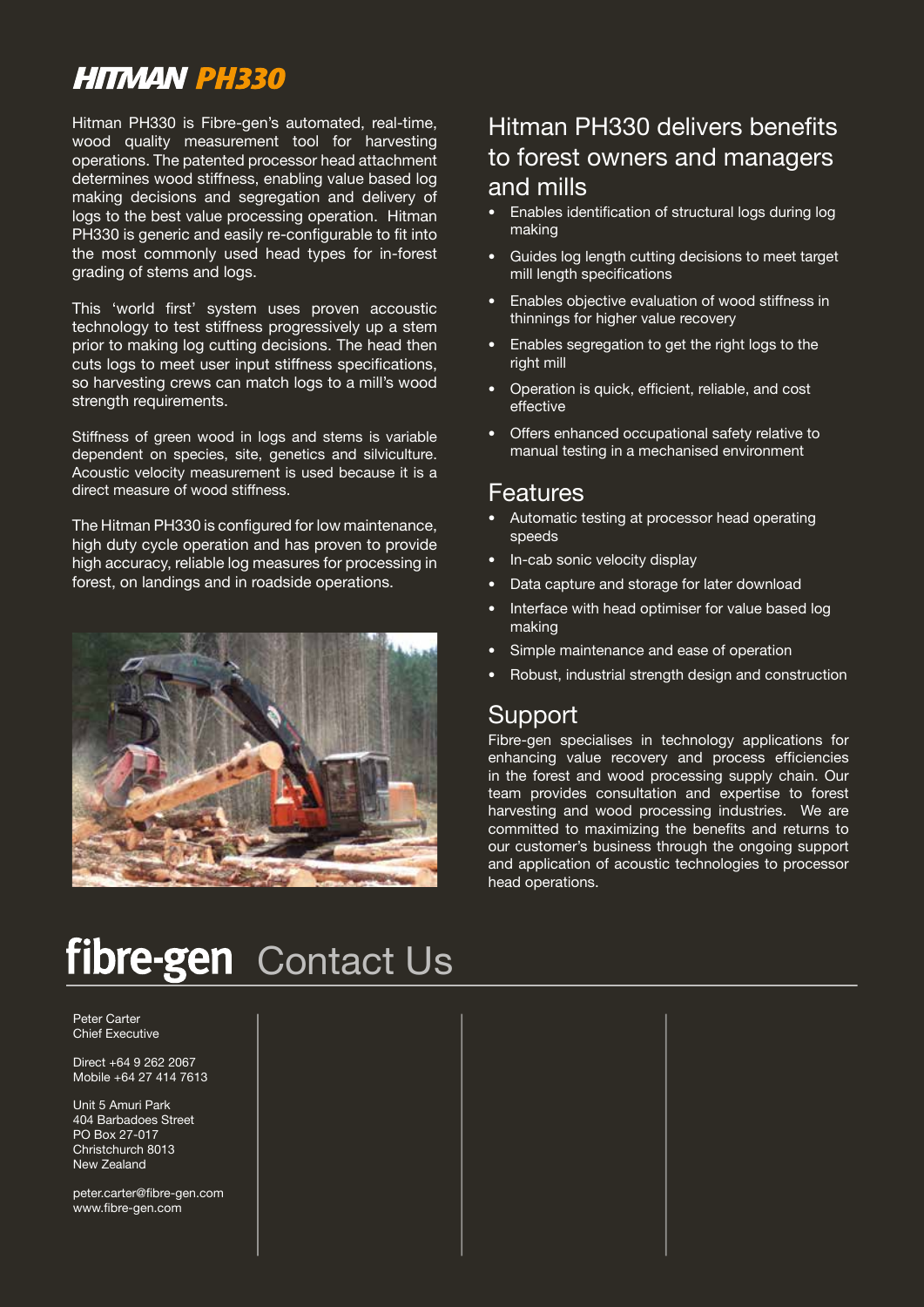# HITMAN PH330

Hitman PH330 is Fibre-gen's automated, real-time, wood quality measurement tool for harvesting operations. The patented processor head attachment determines wood stiffness, enabling value based log making decisions and segregation and delivery of logs to the best value processing operation. Hitman PH330 is generic and easily re-configurable to fit into the most commonly used head types for in-forest grading of stems and logs.

This 'world first' system uses proven accoustic technology to test stiffness progressively up a stem prior to making log cutting decisions. The head then cuts logs to meet user input stiffness specifications, so harvesting crews can match logs to a mill's wood strength requirements.

Stiffness of green wood in logs and stems is variable dependent on species, site, genetics and silviculture. Acoustic velocity measurement is used because it is a direct measure of wood stiffness.

The Hitman PH330 is configured for low maintenance, high duty cycle operation and has proven to provide high accuracy, reliable log measures for processing in forest, on landings and in roadside operations.

## Hitman PH330 delivers benefits to forest owners and managers and mills

- Enables identification of structural logs during log making
- Guides log length cutting decisions to meet target mill length specifications
- Enables objective evaluation of wood stiffness in thinnings for higher value recovery
- Enables segregation to get the right logs to the right mill
- Operation is quick, efficient, reliable, and cost effective
- Offers enhanced occupational safety relative to manual testing in a mechanised environment

## Features

- Automatic testing at processor head operating speeds
- In-cab sonic velocity display
- Data capture and storage for later download
- Interface with head optimiser for value based log making
- Simple maintenance and ease of operation
- Robust, industrial strength design and construction

## Support

Fibre-gen specialises in technology applications for enhancing value recovery and process efficiencies in the forest and wood processing supply chain. Our team provides consultation and expertise to forest harvesting and wood processing industries. We are committed to maximizing the benefits and returns to our customer's business through the ongoing support and application of acoustic technologies to processor head operations.

# fibre-gen Contact Us

Peter Carter
Chief Executive

Direct +64 9 262 2067
Mobile +64 27 414 7613

Unit 5 Amuri Park
404 Barbadoes Street
PO Box 27-017
Christchurch 8013
New Zealand

peter.carter@fibre-gen.com
www.fibre-gen.com